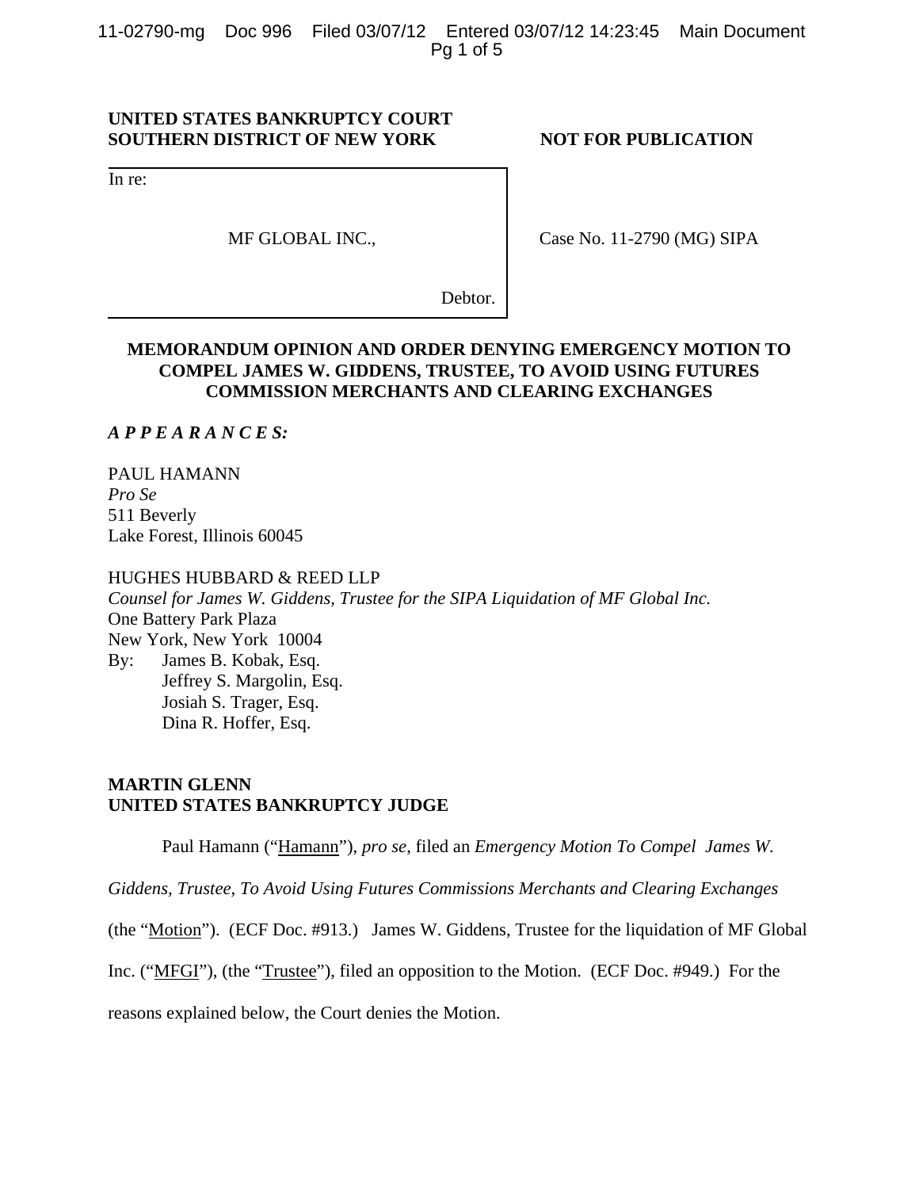**UNITED STATES BANKRUPTCY COURT**
**SOUTHERN DISTRICT OF NEW YORK** **NOT FOR PUBLICATION**

In re:

MF GLOBAL INC.,

Debtor.

Case No. 11-2790 (MG) SIPA

**MEMORANDUM OPINION AND ORDER DENYING EMERGENCY MOTION TO COMPEL JAMES W. GIDDENS, TRUSTEE, TO AVOID USING FUTURES COMMISSION MERCHANTS AND CLEARING EXCHANGES**

***A P P E A R A N C E S:***

PAUL HAMANN
*Pro Se*
511 Beverly
Lake Forest, Illinois 60045

HUGHES HUBBARD & REED LLP
*Counsel for James W. Giddens, Trustee for the SIPA Liquidation of MF Global Inc.*
One Battery Park Plaza
New York, New York 10004
By: James B. Kobak, Esq.
Jeffrey S. Margolin, Esq.
Josiah S. Trager, Esq.
Dina R. Hoffer, Esq.

**MARTIN GLENN**
**UNITED STATES BANKRUPTCY JUDGE**

Paul Hamann ("Hamann"), *pro se*, filed an *Emergency Motion To Compel James W. Giddens, Trustee, To Avoid Using Futures Commissions Merchants and Clearing Exchanges* (the "Motion"). (ECF Doc. #913.) James W. Giddens, Trustee for the liquidation of MF Global Inc. ("MFGI"), (the "Trustee"), filed an opposition to the Motion. (ECF Doc. #949.) For the reasons explained below, the Court denies the Motion.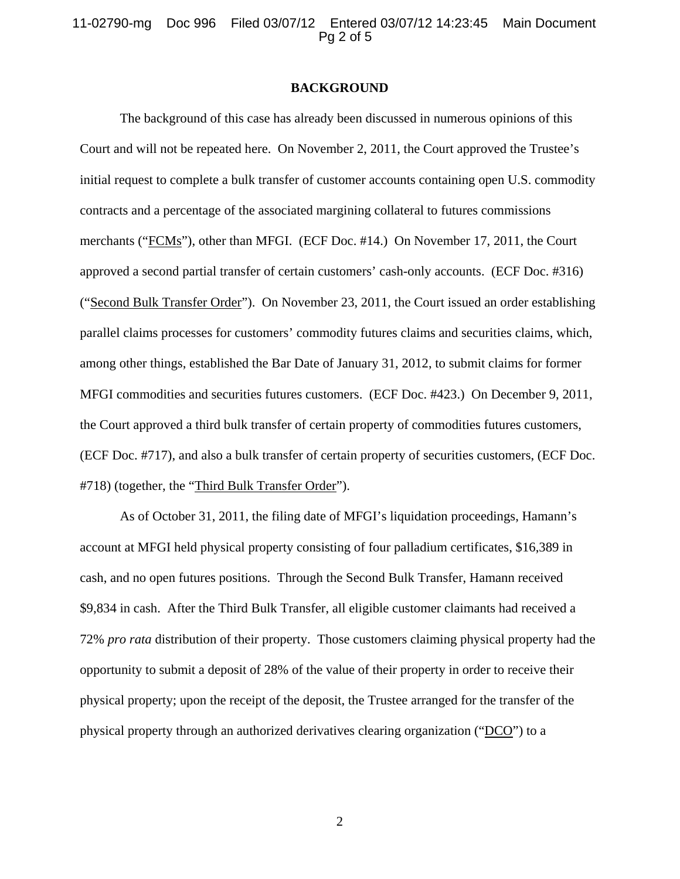## BACKGROUND

The background of this case has already been discussed in numerous opinions of this Court and will not be repeated here. On November 2, 2011, the Court approved the Trustee's initial request to complete a bulk transfer of customer accounts containing open U.S. commodity contracts and a percentage of the associated margining collateral to futures commissions merchants ("FCMs"), other than MFGI. (ECF Doc. #14.) On November 17, 2011, the Court approved a second partial transfer of certain customers' cash-only accounts. (ECF Doc. #316) ("Second Bulk Transfer Order"). On November 23, 2011, the Court issued an order establishing parallel claims processes for customers' commodity futures claims and securities claims, which, among other things, established the Bar Date of January 31, 2012, to submit claims for former MFGI commodities and securities futures customers. (ECF Doc. #423.) On December 9, 2011, the Court approved a third bulk transfer of certain property of commodities futures customers, (ECF Doc. #717), and also a bulk transfer of certain property of securities customers, (ECF Doc. #718) (together, the "Third Bulk Transfer Order").

As of October 31, 2011, the filing date of MFGI's liquidation proceedings, Hamann's account at MFGI held physical property consisting of four palladium certificates, $16,389 in cash, and no open futures positions. Through the Second Bulk Transfer, Hamann received $9,834 in cash. After the Third Bulk Transfer, all eligible customer claimants had received a 72% *pro rata* distribution of their property. Those customers claiming physical property had the opportunity to submit a deposit of 28% of the value of their property in order to receive their physical property; upon the receipt of the deposit, the Trustee arranged for the transfer of the physical property through an authorized derivatives clearing organization ("DCO") to a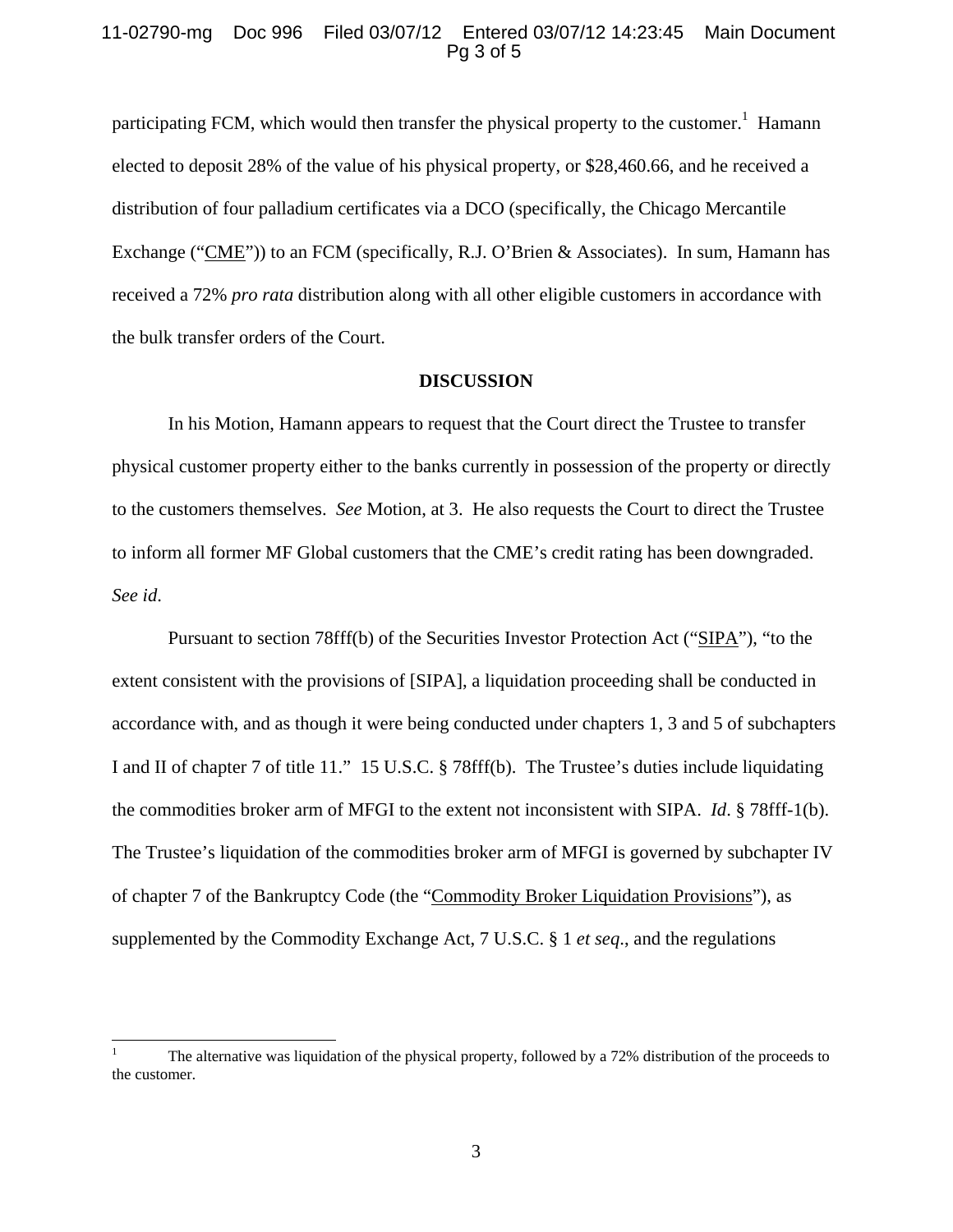participating FCM, which would then transfer the physical property to the customer.[1] Hamann elected to deposit 28% of the value of his physical property, or $28,460.66, and he received a distribution of four palladium certificates via a DCO (specifically, the Chicago Mercantile Exchange ("CME")) to an FCM (specifically, R.J. O'Brien & Associates). In sum, Hamann has received a 72% *pro rata* distribution along with all other eligible customers in accordance with the bulk transfer orders of the Court.

## DISCUSSION

In his Motion, Hamann appears to request that the Court direct the Trustee to transfer physical customer property either to the banks currently in possession of the property or directly to the customers themselves. *See* Motion, at 3. He also requests the Court to direct the Trustee to inform all former MF Global customers that the CME's credit rating has been downgraded. *See id*.

Pursuant to section 78fff(b) of the Securities Investor Protection Act ("SIPA"), "to the extent consistent with the provisions of [SIPA], a liquidation proceeding shall be conducted in accordance with, and as though it were being conducted under chapters 1, 3 and 5 of subchapters I and II of chapter 7 of title 11." 15 U.S.C. § 78fff(b). The Trustee's duties include liquidating the commodities broker arm of MFGI to the extent not inconsistent with SIPA. *Id*. § 78fff-1(b). The Trustee's liquidation of the commodities broker arm of MFGI is governed by subchapter IV of chapter 7 of the Bankruptcy Code (the "Commodity Broker Liquidation Provisions"), as supplemented by the Commodity Exchange Act, 7 U.S.C. § 1 *et seq*., and the regulations

---

[1] The alternative was liquidation of the physical property, followed by a 72% distribution of the proceeds to the customer.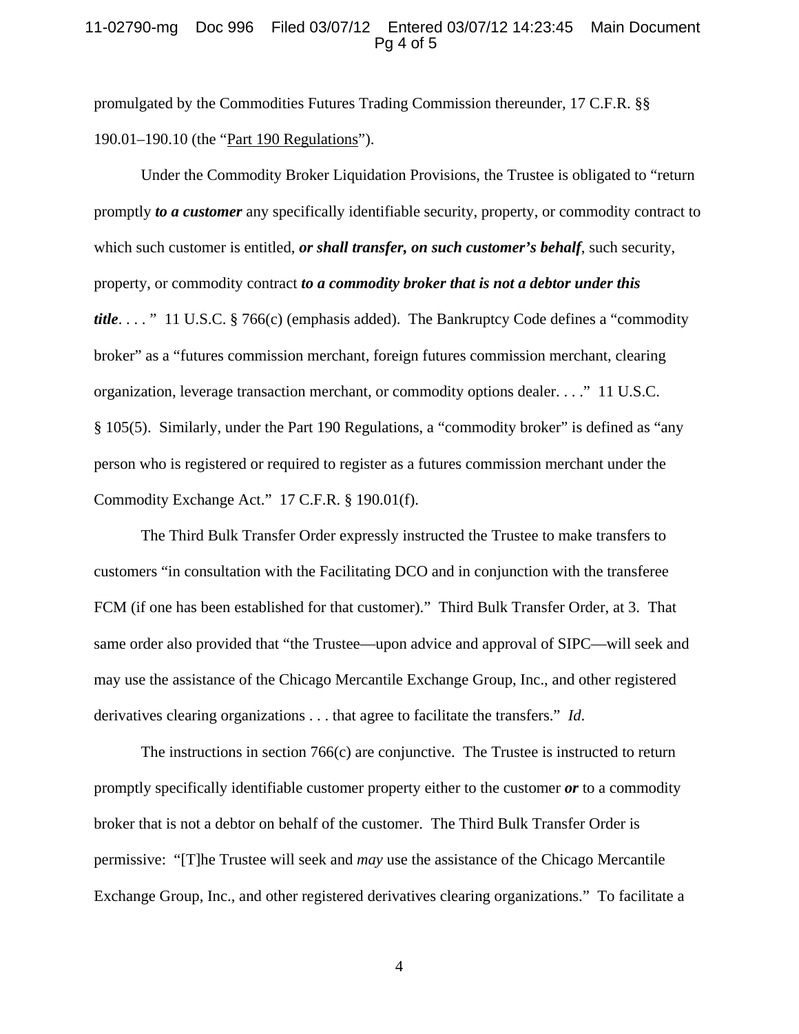promulgated by the Commodities Futures Trading Commission thereunder, 17 C.F.R. §§ 190.01–190.10 (the "Part 190 Regulations").

Under the Commodity Broker Liquidation Provisions, the Trustee is obligated to "return promptly ***to a customer*** any specifically identifiable security, property, or commodity contract to which such customer is entitled, ***or shall transfer, on such customer's behalf***, such security, property, or commodity contract ***to a commodity broker that is not a debtor under this title***. . . . " 11 U.S.C. § 766(c) (emphasis added). The Bankruptcy Code defines a "commodity broker" as a "futures commission merchant, foreign futures commission merchant, clearing organization, leverage transaction merchant, or commodity options dealer. . . ." 11 U.S.C. § 105(5). Similarly, under the Part 190 Regulations, a "commodity broker" is defined as "any person who is registered or required to register as a futures commission merchant under the Commodity Exchange Act." 17 C.F.R. § 190.01(f).

The Third Bulk Transfer Order expressly instructed the Trustee to make transfers to customers "in consultation with the Facilitating DCO and in conjunction with the transferee FCM (if one has been established for that customer)." Third Bulk Transfer Order, at 3. That same order also provided that "the Trustee—upon advice and approval of SIPC—will seek and may use the assistance of the Chicago Mercantile Exchange Group, Inc., and other registered derivatives clearing organizations . . . that agree to facilitate the transfers." *Id*.

The instructions in section 766(c) are conjunctive. The Trustee is instructed to return promptly specifically identifiable customer property either to the customer ***or*** to a commodity broker that is not a debtor on behalf of the customer. The Third Bulk Transfer Order is permissive: "[T]he Trustee will seek and *may* use the assistance of the Chicago Mercantile Exchange Group, Inc., and other registered derivatives clearing organizations." To facilitate a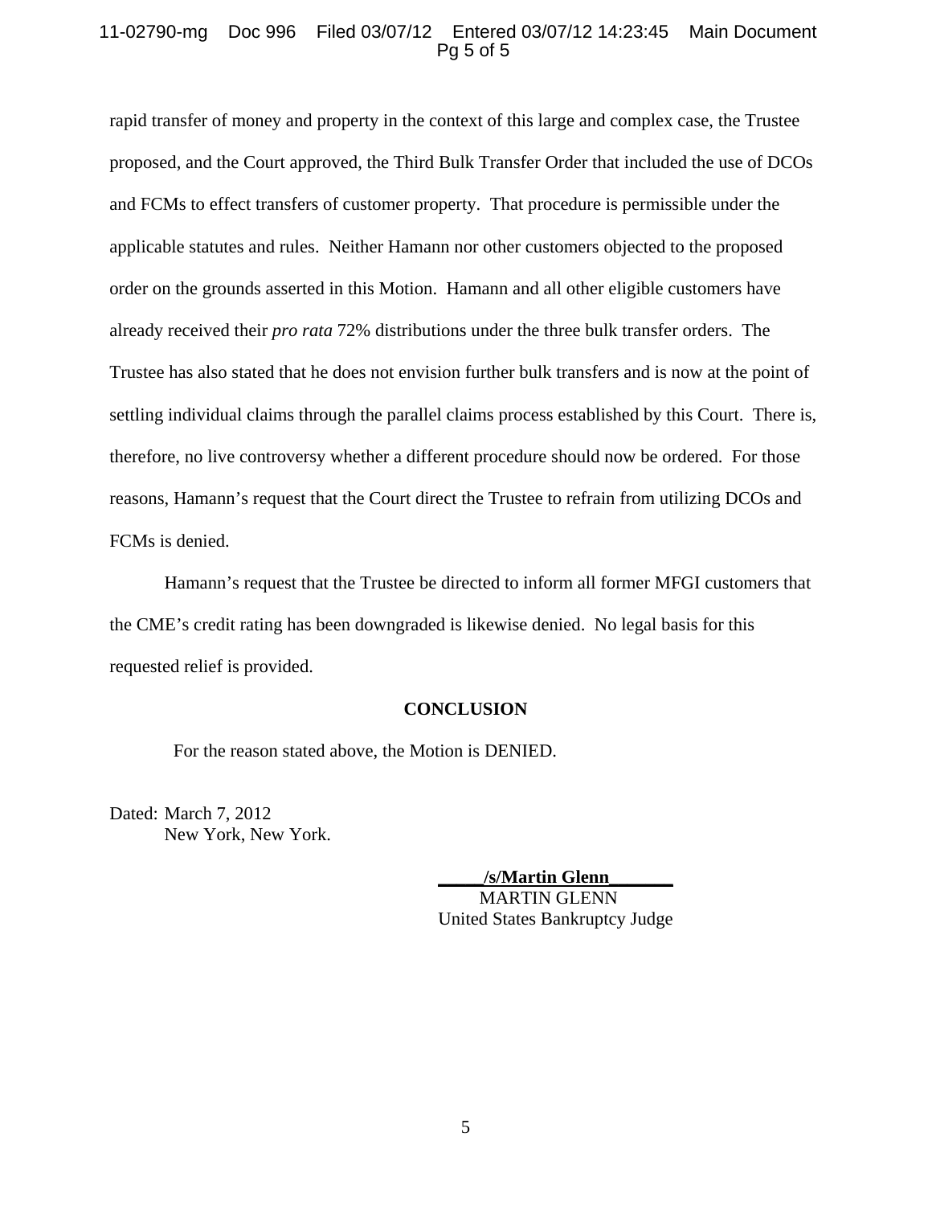rapid transfer of money and property in the context of this large and complex case, the Trustee proposed, and the Court approved, the Third Bulk Transfer Order that included the use of DCOs and FCMs to effect transfers of customer property. That procedure is permissible under the applicable statutes and rules. Neither Hamann nor other customers objected to the proposed order on the grounds asserted in this Motion. Hamann and all other eligible customers have already received their *pro rata* 72% distributions under the three bulk transfer orders. The Trustee has also stated that he does not envision further bulk transfers and is now at the point of settling individual claims through the parallel claims process established by this Court. There is, therefore, no live controversy whether a different procedure should now be ordered. For those reasons, Hamann's request that the Court direct the Trustee to refrain from utilizing DCOs and FCMs is denied.

Hamann's request that the Trustee be directed to inform all former MFGI customers that the CME's credit rating has been downgraded is likewise denied. No legal basis for this requested relief is provided.

**CONCLUSION**

For the reason stated above, the Motion is DENIED.

Dated: March 7, 2012
New York, New York.

**/s/Martin Glenn**
MARTIN GLENN
United States Bankruptcy Judge